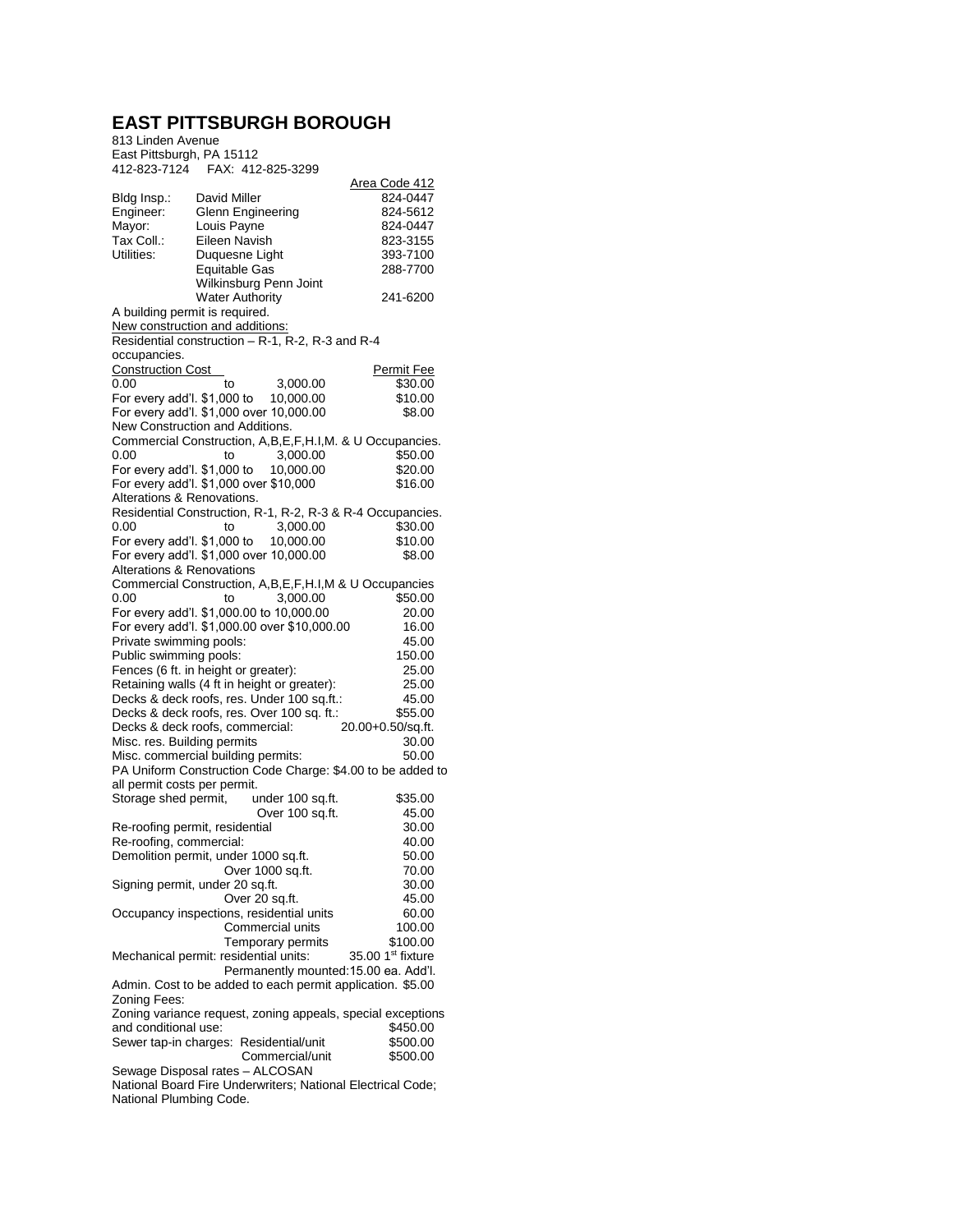# EAST PITTSBURGH BOROUGH

813 Linden Avenue
East Pittsburgh, PA 15112
412-823-7124 FAX: 412-825-3299

| | | Area Code 412 |
|---|---|---|
| Bldg Insp.: | David Miller | 824-0447 |
| Engineer: | Glenn Engineering | 824-5612 |
| Mayor: | Louis Payne | 824-0447 |
| Tax Coll.: | Eileen Navish | 823-3155 |
| Utilities: | Duquesne Light | 393-7100 |
| | Equitable Gas | 288-7700 |
| | Wilkinsburg Penn Joint Water Authority | 241-6200 |

A building permit is required.

New construction and additions:

Residential construction – R-1, R-2, R-3 and R-4 occupancies.

| Construction Cost | Permit Fee |
|---|---|
| 0.00 to 3,000.00 | $30.00 |
| For every add'l. $1,000 to 10,000.00 | $10.00 |
| For every add'l. $1,000 over 10,000.00 | $8.00 |

New Construction and Additions.

Commercial Construction, A,B,E,F,H.I,M. & U Occupancies.

| | |
|---|---|
| 0.00 to 3,000.00 | $50.00 |
| For every add'l. $1,000 to 10,000.00 | $20.00 |
| For every add'l. $1,000 over $10,000 | $16.00 |

Alterations & Renovations.

Residential Construction, R-1, R-2, R-3 & R-4 Occupancies.

| | |
|---|---|
| 0.00 to 3,000.00 | $30.00 |
| For every add'l. $1,000 to 10,000.00 | $10.00 |
| For every add'l. $1,000 over 10,000.00 | $8.00 |

Alterations & Renovations

Commercial Construction, A,B,E,F,H.I,M & U Occupancies

| | |
|---|---|
| 0.00 to 3,000.00 | $50.00 |
| For every add'l. $1,000.00 to 10,000.00 | 20.00 |
| For every add'l. $1,000.00 over $10,000.00 | 16.00 |
| Private swimming pools: | 45.00 |
| Public swimming pools: | 150.00 |
| Fences (6 ft. in height or greater): | 25.00 |
| Retaining walls (4 ft in height or greater): | 25.00 |
| Decks & deck roofs, res. Under 100 sq.ft.: | 45.00 |
| Decks & deck roofs, res. Over 100 sq. ft.: | $55.00 |
| Decks & deck roofs, commercial: | 20.00+0.50/sq.ft. |
| Misc. res. Building permits | 30.00 |
| Misc. commercial building permits: | 50.00 |

PA Uniform Construction Code Charge: $4.00 to be added to all permit costs per permit.

| | |
|---|---|
| Storage shed permit, under 100 sq.ft. | $35.00 |
| Over 100 sq.ft. | 45.00 |
| Re-roofing permit, residential | 30.00 |
| Re-roofing, commercial: | 40.00 |
| Demolition permit, under 1000 sq.ft. | 50.00 |
| Over 1000 sq.ft. | 70.00 |
| Signing permit, under 20 sq.ft. | 30.00 |
| Over 20 sq.ft. | 45.00 |
| Occupancy inspections, residential units | 60.00 |
| Commercial units | 100.00 |
| Temporary permits | $100.00 |
| Mechanical permit: residential units: | 35.00 1st fixture |
| Permanently mounted: | 15.00 ea. Add'l. |
| Admin. Cost to be added to each permit application. | $5.00 |

Zoning Fees:

| | |
|---|---|
| Zoning variance request, zoning appeals, special exceptions and conditional use: | $450.00 |
| Sewer tap-in charges: Residential/unit | $500.00 |
| Commercial/unit | $500.00 |

Sewage Disposal rates – ALCOSAN

National Board Fire Underwriters; National Electrical Code; National Plumbing Code.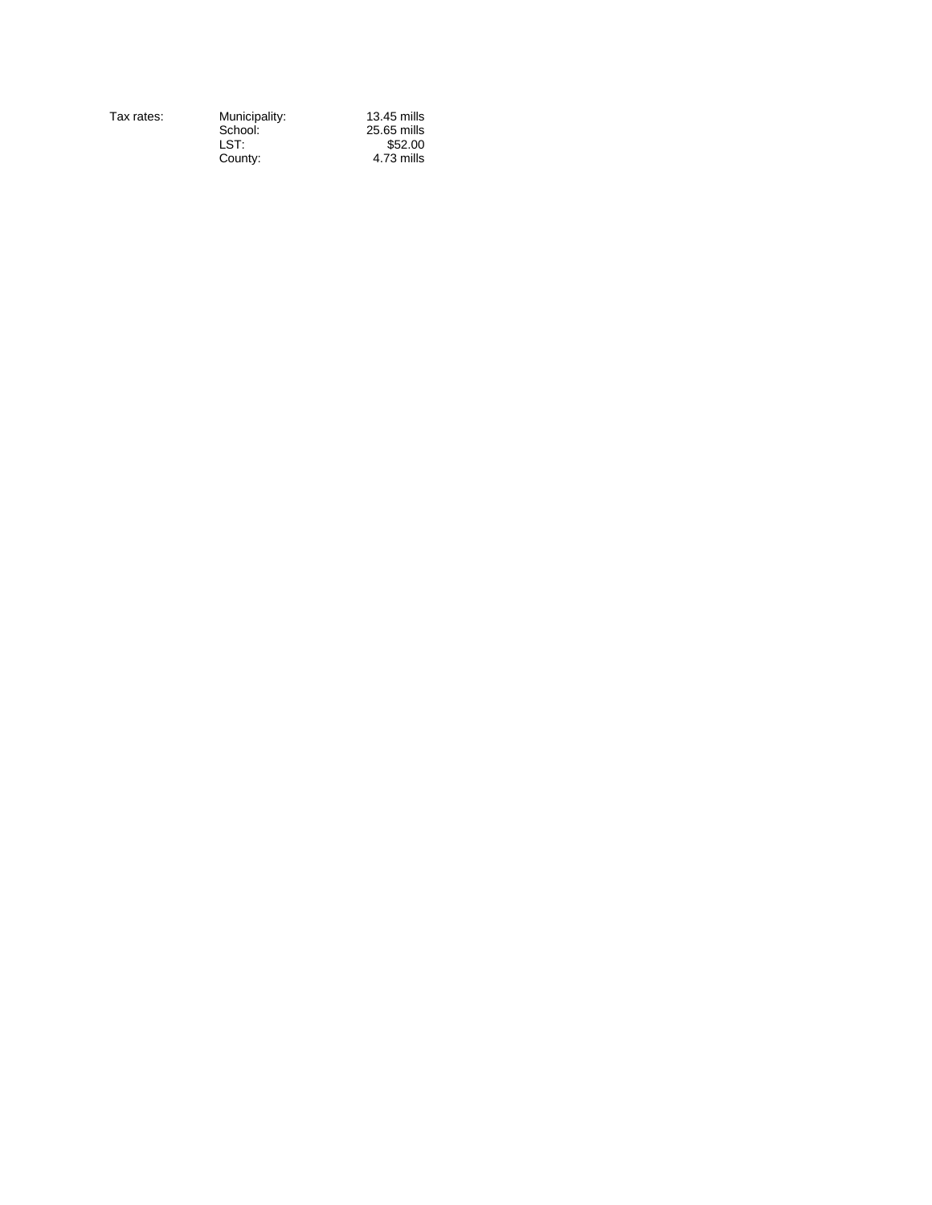| | | |
|---|---|---|
| Tax rates: | Municipality: | 13.45 mills |
| | School: | 25.65 mills |
| | LST: | $52.00 |
| | County: | 4.73 mills |